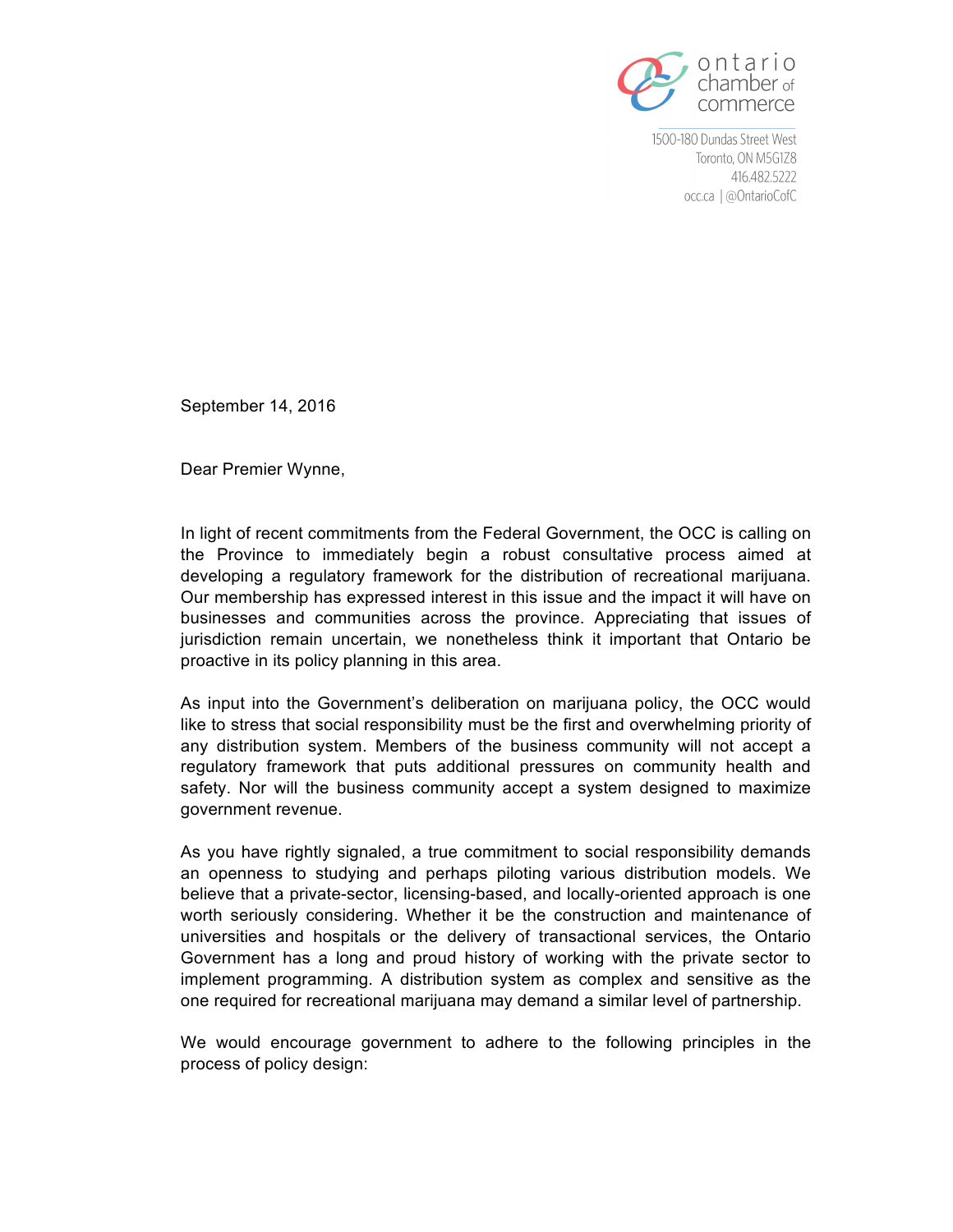ontario chamber of commerce

1500-180 Dundas Street West
Toronto, ON M5G1Z8
416.482.5222
occ.ca | @OntarioCofC

September 14, 2016

Dear Premier Wynne,

In light of recent commitments from the Federal Government, the OCC is calling on the Province to immediately begin a robust consultative process aimed at developing a regulatory framework for the distribution of recreational marijuana. Our membership has expressed interest in this issue and the impact it will have on businesses and communities across the province. Appreciating that issues of jurisdiction remain uncertain, we nonetheless think it important that Ontario be proactive in its policy planning in this area.

As input into the Government's deliberation on marijuana policy, the OCC would like to stress that social responsibility must be the first and overwhelming priority of any distribution system. Members of the business community will not accept a regulatory framework that puts additional pressures on community health and safety. Nor will the business community accept a system designed to maximize government revenue.

As you have rightly signaled, a true commitment to social responsibility demands an openness to studying and perhaps piloting various distribution models. We believe that a private-sector, licensing-based, and locally-oriented approach is one worth seriously considering. Whether it be the construction and maintenance of universities and hospitals or the delivery of transactional services, the Ontario Government has a long and proud history of working with the private sector to implement programming. A distribution system as complex and sensitive as the one required for recreational marijuana may demand a similar level of partnership.

We would encourage government to adhere to the following principles in the process of policy design: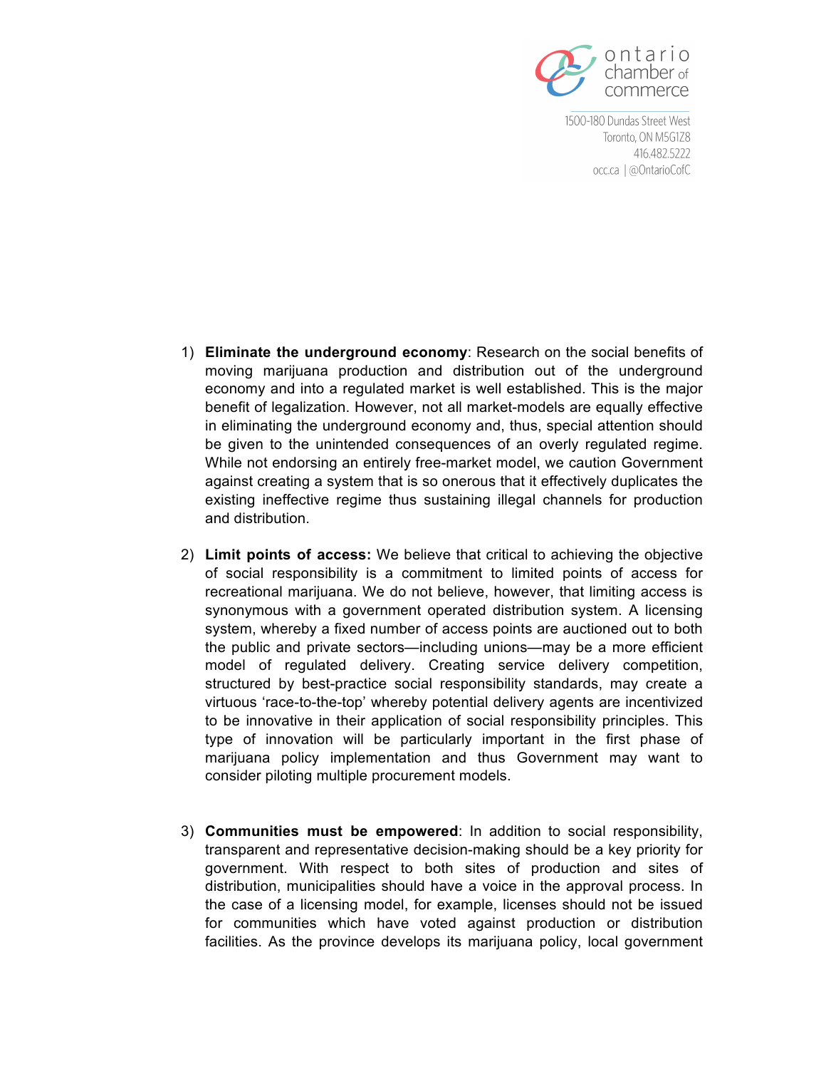1) **Eliminate the underground economy**: Research on the social benefits of moving marijuana production and distribution out of the underground economy and into a regulated market is well established. This is the major benefit of legalization. However, not all market-models are equally effective in eliminating the underground economy and, thus, special attention should be given to the unintended consequences of an overly regulated regime. While not endorsing an entirely free-market model, we caution Government against creating a system that is so onerous that it effectively duplicates the existing ineffective regime thus sustaining illegal channels for production and distribution.

2) **Limit points of access:** We believe that critical to achieving the objective of social responsibility is a commitment to limited points of access for recreational marijuana. We do not believe, however, that limiting access is synonymous with a government operated distribution system. A licensing system, whereby a fixed number of access points are auctioned out to both the public and private sectors—including unions—may be a more efficient model of regulated delivery. Creating service delivery competition, structured by best-practice social responsibility standards, may create a virtuous 'race-to-the-top' whereby potential delivery agents are incentivized to be innovative in their application of social responsibility principles. This type of innovation will be particularly important in the first phase of marijuana policy implementation and thus Government may want to consider piloting multiple procurement models.

3) **Communities must be empowered**: In addition to social responsibility, transparent and representative decision-making should be a key priority for government. With respect to both sites of production and sites of distribution, municipalities should have a voice in the approval process. In the case of a licensing model, for example, licenses should not be issued for communities which have voted against production or distribution facilities. As the province develops its marijuana policy, local government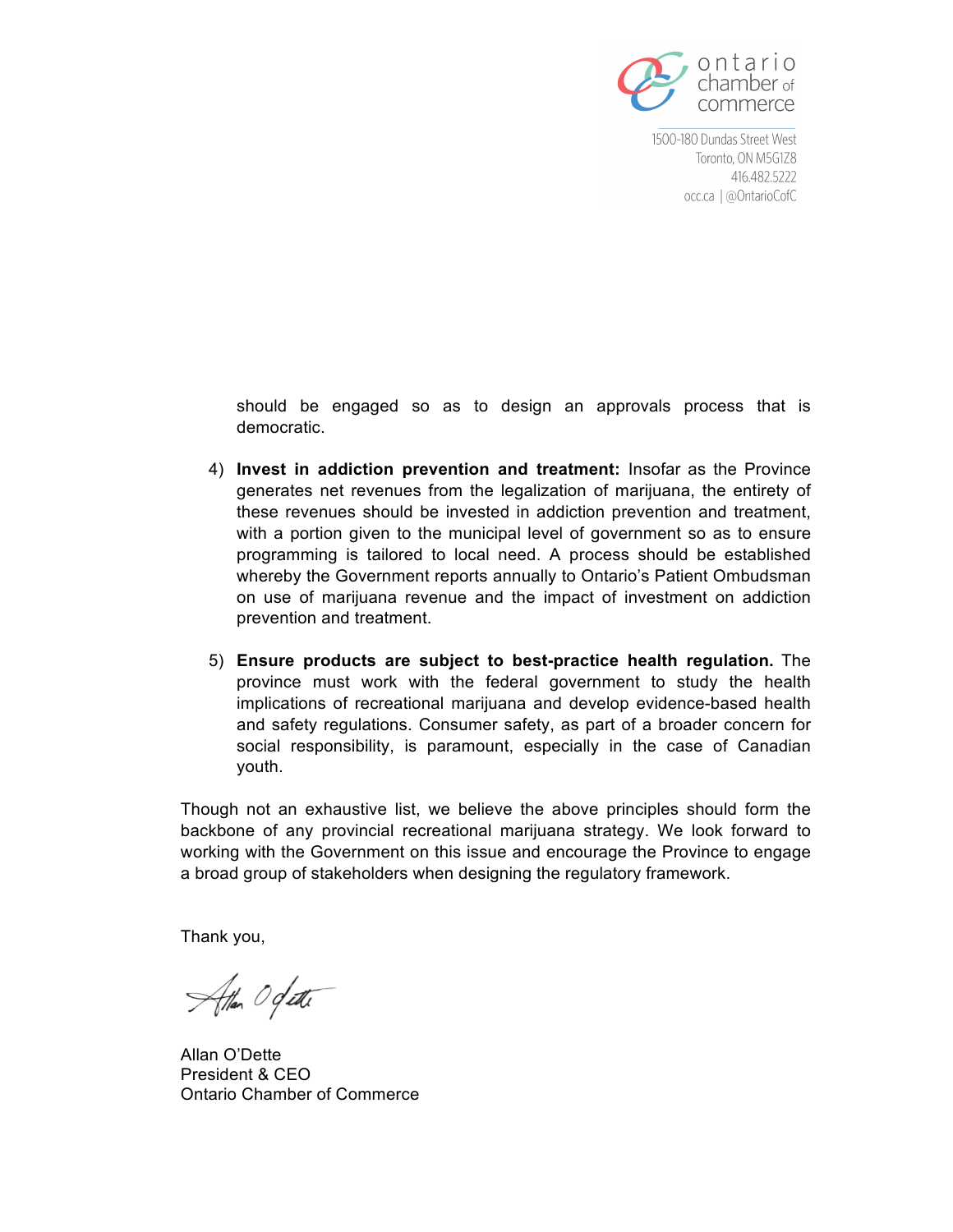should be engaged so as to design an approvals process that is democratic.

4) **Invest in addiction prevention and treatment:** Insofar as the Province generates net revenues from the legalization of marijuana, the entirety of these revenues should be invested in addiction prevention and treatment, with a portion given to the municipal level of government so as to ensure programming is tailored to local need. A process should be established whereby the Government reports annually to Ontario's Patient Ombudsman on use of marijuana revenue and the impact of investment on addiction prevention and treatment.

5) **Ensure products are subject to best-practice health regulation.** The province must work with the federal government to study the health implications of recreational marijuana and develop evidence-based health and safety regulations. Consumer safety, as part of a broader concern for social responsibility, is paramount, especially in the case of Canadian youth.

Though not an exhaustive list, we believe the above principles should form the backbone of any provincial recreational marijuana strategy. We look forward to working with the Government on this issue and encourage the Province to engage a broad group of stakeholders when designing the regulatory framework.

Thank you,

Allan O'Dette
President & CEO
Ontario Chamber of Commerce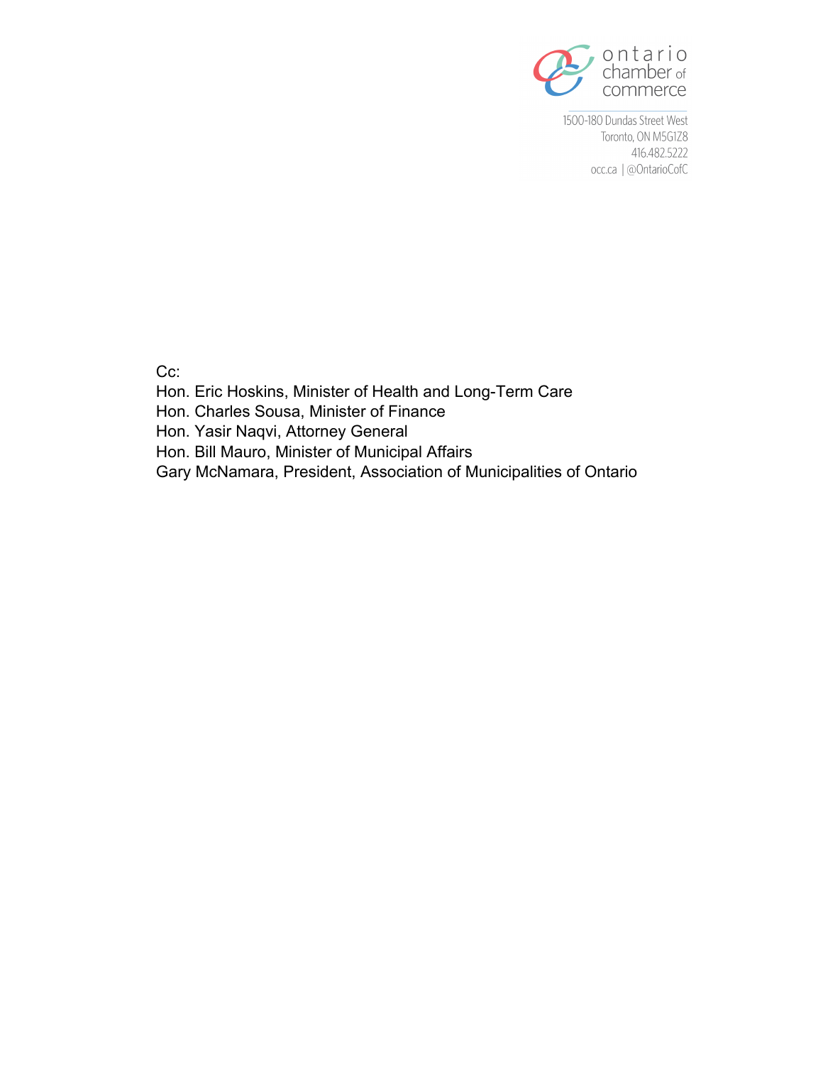ontario chamber of commerce

1500-180 Dundas Street West
Toronto, ON M5G1Z8
416.482.5222
occ.ca | @OntarioCofC

Cc:
Hon. Eric Hoskins, Minister of Health and Long-Term Care
Hon. Charles Sousa, Minister of Finance
Hon. Yasir Naqvi, Attorney General
Hon. Bill Mauro, Minister of Municipal Affairs
Gary McNamara, President, Association of Municipalities of Ontario